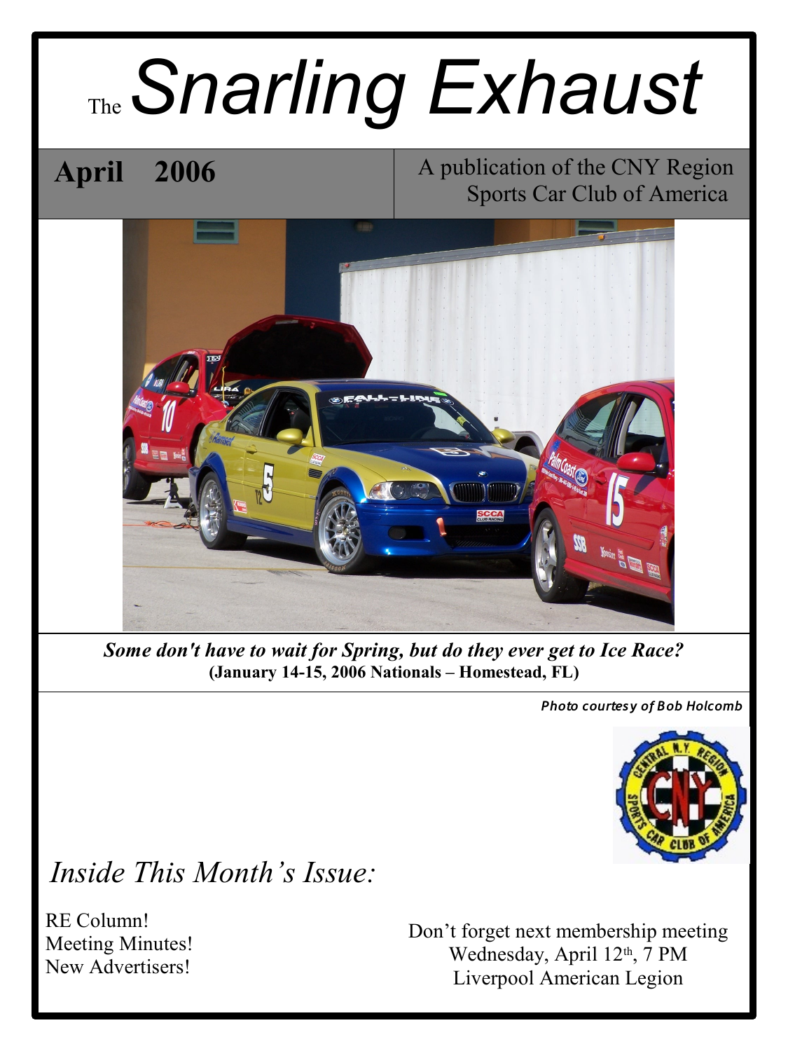# The *Snarling Exhaust*

**April 2006**

A publication of the CNY Region Sports Car Club of America

***Some don't have to wait for Spring, but do they ever get to Ice Race?***
**(January 14-15, 2006 Nationals – Homestead, FL)**

***Photo courtesy of Bob Holcomb***

## *Inside This Month's Issue:*

RE Column!
Meeting Minutes!
New Advertisers!

Don't forget next membership meeting
Wednesday, April 12th, 7 PM
Liverpool American Legion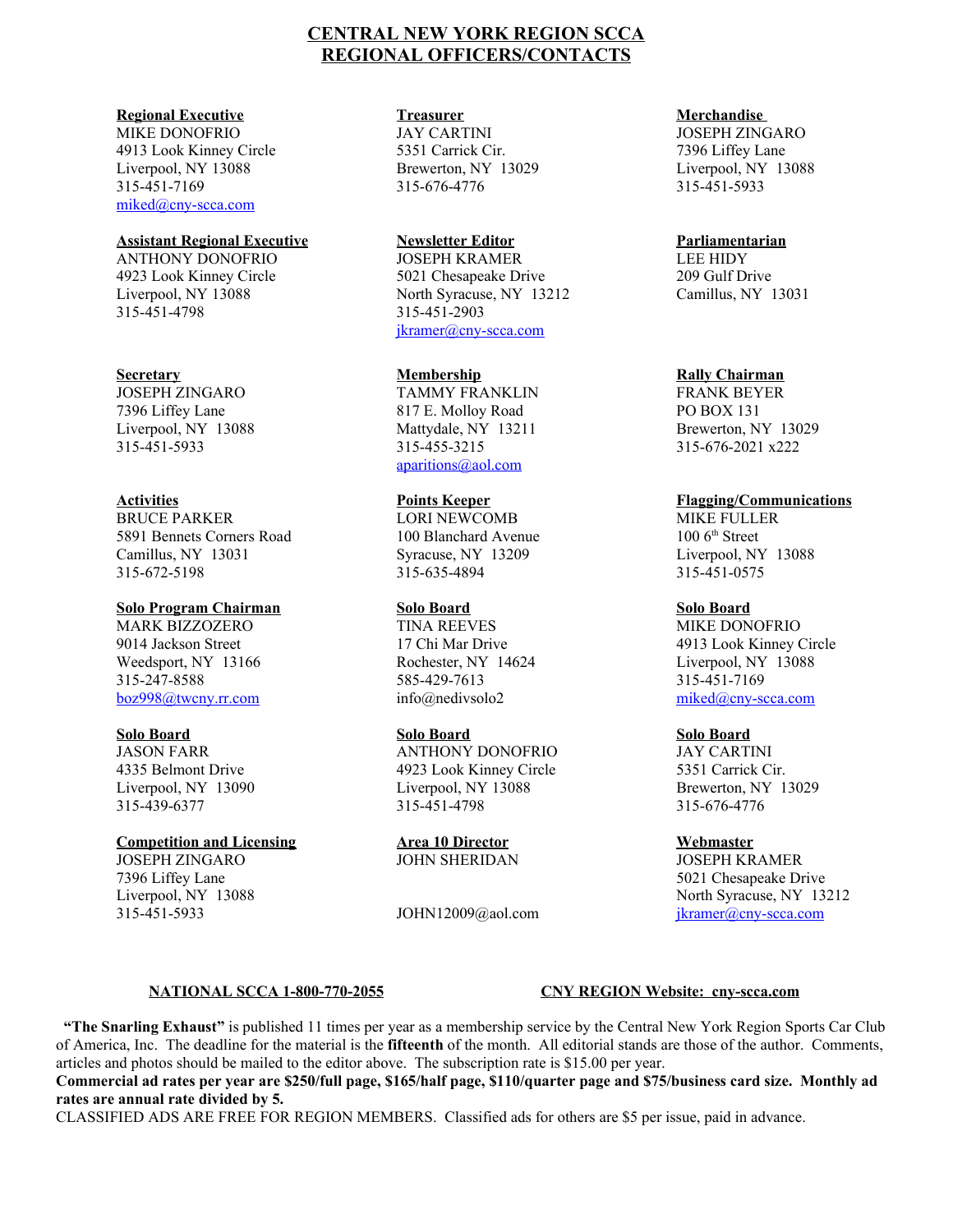# CENTRAL NEW YORK REGION SCCA
# REGIONAL OFFICERS/CONTACTS

**Regional Executive**
MIKE DONOFRIO
4913 Look Kinney Circle
Liverpool, NY 13088
315-451-7169
miked@cny-scca.com

**Assistant Regional Executive**
ANTHONY DONOFRIO
4923 Look Kinney Circle
Liverpool, NY 13088
315-451-4798

**Secretary**
JOSEPH ZINGARO
7396 Liffey Lane
Liverpool, NY 13088
315-451-5933

**Activities**
BRUCE PARKER
5891 Bennets Corners Road
Camillus, NY 13031
315-672-5198

**Solo Program Chairman**
MARK BIZZOZERO
9014 Jackson Street
Weedsport, NY 13166
315-247-8588
boz998@twcny.rr.com

**Solo Board**
JASON FARR
4335 Belmont Drive
Liverpool, NY 13090
315-439-6377

**Competition and Licensing**
JOSEPH ZINGARO
7396 Liffey Lane
Liverpool, NY 13088
315-451-5933

**Treasurer**
JAY CARTINI
5351 Carrick Cir.
Brewerton, NY 13029
315-676-4776

**Newsletter Editor**
JOSEPH KRAMER
5021 Chesapeake Drive
North Syracuse, NY 13212
315-451-2903
jkramer@cny-scca.com

**Membership**
TAMMY FRANKLIN
817 E. Molloy Road
Mattydale, NY 13211
315-455-3215
aparitions@aol.com

**Points Keeper**
LORI NEWCOMB
100 Blanchard Avenue
Syracuse, NY 13209
315-635-4894

**Solo Board**
TINA REEVES
17 Chi Mar Drive
Rochester, NY 14624
585-429-7613
info@nedivsolo2

**Solo Board**
ANTHONY DONOFRIO
4923 Look Kinney Circle
Liverpool, NY 13088
315-451-4798

**Area 10 Director**
JOHN SHERIDAN
JOHN12009@aol.com

**Merchandise**
JOSEPH ZINGARO
7396 Liffey Lane
Liverpool, NY 13088
315-451-5933

**Parliamentarian**
LEE HIDY
209 Gulf Drive
Camillus, NY 13031

**Rally Chairman**
FRANK BEYER
PO BOX 131
Brewerton, NY 13029
315-676-2021 x222

**Flagging/Communications**
MIKE FULLER
100 6th Street
Liverpool, NY 13088
315-451-0575

**Solo Board**
MIKE DONOFRIO
4913 Look Kinney Circle
Liverpool, NY 13088
315-451-7169
miked@cny-scca.com

**Solo Board**
JAY CARTINI
5351 Carrick Cir.
Brewerton, NY 13029
315-676-4776

**Webmaster**
JOSEPH KRAMER
5021 Chesapeake Drive
North Syracuse, NY 13212
jkramer@cny-scca.com

**NATIONAL SCCA 1-800-770-2055**

**CNY REGION Website: cny-scca.com**

**"The Snarling Exhaust"** is published 11 times per year as a membership service by the Central New York Region Sports Car Club of America, Inc. The deadline for the material is the **fifteenth** of the month. All editorial stands are those of the author. Comments, articles and photos should be mailed to the editor above. The subscription rate is $15.00 per year.
**Commercial ad rates per year are $250/full page, $165/half page, $110/quarter page and $75/business card size. Monthly ad rates are annual rate divided by 5.**
CLASSIFIED ADS ARE FREE FOR REGION MEMBERS. Classified ads for others are $5 per issue, paid in advance.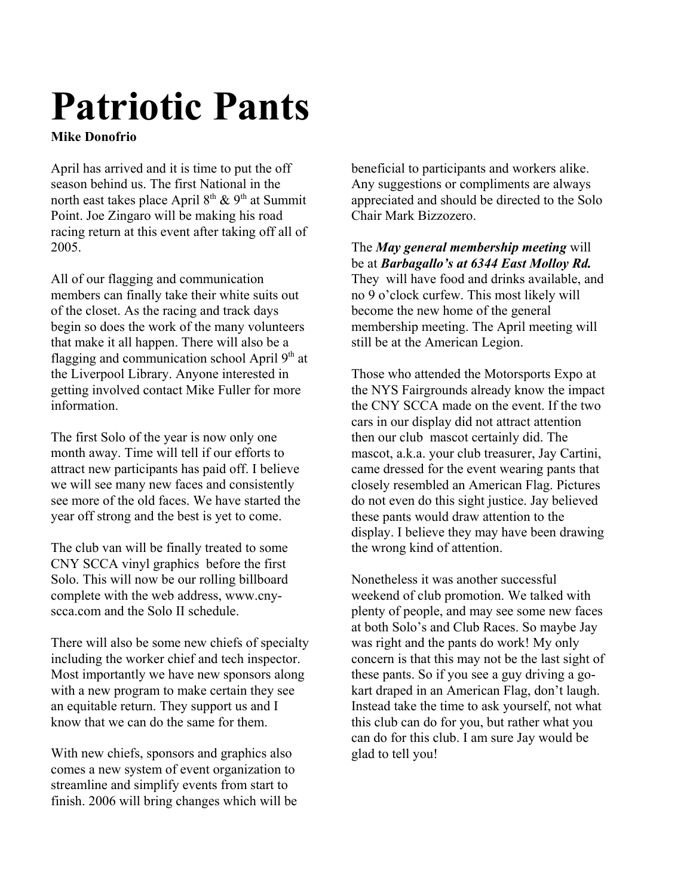# Patriotic Pants

**Mike Donofrio**

April has arrived and it is time to put the off season behind us. The first National in the north east takes place April 8th & 9th at Summit Point. Joe Zingaro will be making his road racing return at this event after taking off all of 2005.

All of our flagging and communication members can finally take their white suits out of the closet. As the racing and track days begin so does the work of the many volunteers that make it all happen. There will also be a flagging and communication school April 9th at the Liverpool Library. Anyone interested in getting involved contact Mike Fuller for more information.

The first Solo of the year is now only one month away. Time will tell if our efforts to attract new participants has paid off. I believe we will see many new faces and consistently see more of the old faces. We have started the year off strong and the best is yet to come.

The club van will be finally treated to some CNY SCCA vinyl graphics before the first Solo. This will now be our rolling billboard complete with the web address, www.cny-scca.com and the Solo II schedule.

There will also be some new chiefs of specialty including the worker chief and tech inspector. Most importantly we have new sponsors along with a new program to make certain they see an equitable return. They support us and I know that we can do the same for them.

With new chiefs, sponsors and graphics also comes a new system of event organization to streamline and simplify events from start to finish. 2006 will bring changes which will be beneficial to participants and workers alike. Any suggestions or compliments are always appreciated and should be directed to the Solo Chair Mark Bizzozero.

The ***May general membership meeting*** will be at ***Barbagallo's at 6344 East Molloy Rd.*** They will have food and drinks available, and no 9 o'clock curfew. This most likely will become the new home of the general membership meeting. The April meeting will still be at the American Legion.

Those who attended the Motorsports Expo at the NYS Fairgrounds already know the impact the CNY SCCA made on the event. If the two cars in our display did not attract attention then our club mascot certainly did. The mascot, a.k.a. your club treasurer, Jay Cartini, came dressed for the event wearing pants that closely resembled an American Flag. Pictures do not even do this sight justice. Jay believed these pants would draw attention to the display. I believe they may have been drawing the wrong kind of attention.

Nonetheless it was another successful weekend of club promotion. We talked with plenty of people, and may see some new faces at both Solo's and Club Races. So maybe Jay was right and the pants do work! My only concern is that this may not be the last sight of these pants. So if you see a guy driving a go-kart draped in an American Flag, don't laugh. Instead take the time to ask yourself, not what this club can do for you, but rather what you can do for this club. I am sure Jay would be glad to tell you!